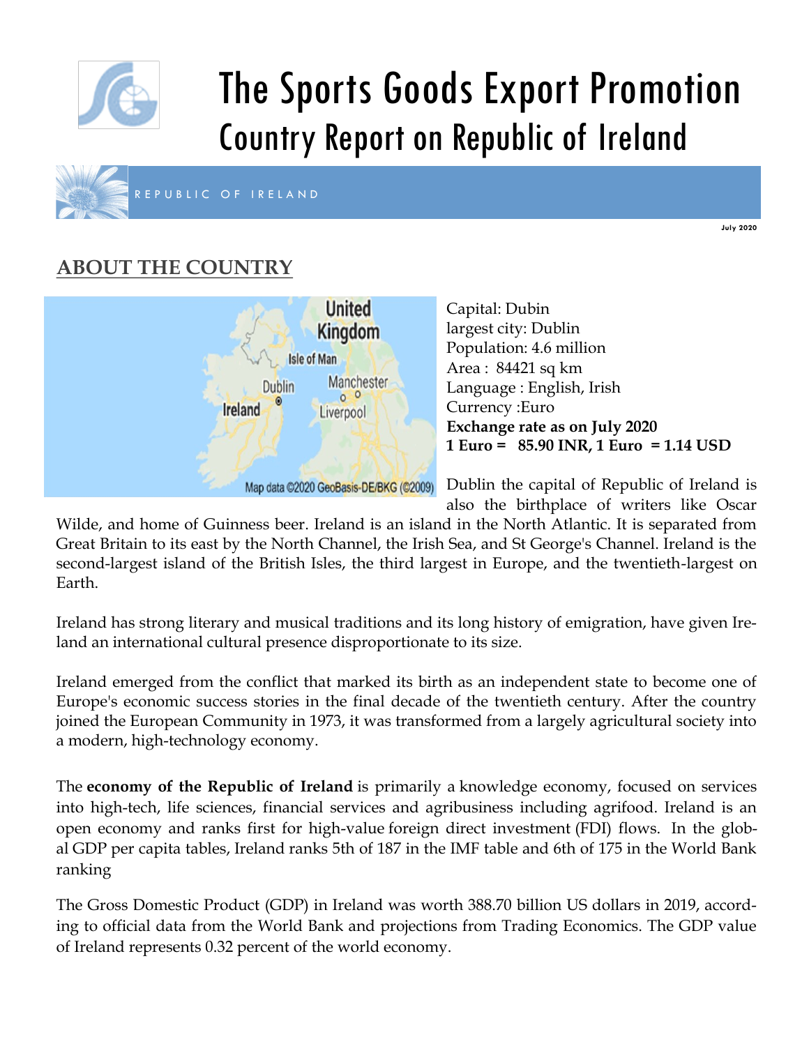# The Sports Goods Export Promotion
## Country Report on Republic of Ireland

REPUBLIC OF IRELAND

July 2020

## ABOUT THE COUNTRY

Capital: Dubin
largest city: Dublin
Population: 4.6 million
Area : 84421 sq km
Language : English, Irish
Currency :Euro
**Exchange rate as on July 2020**
**1 Euro = 85.90 INR, 1 Euro = 1.14 USD**

Dublin the capital of Republic of Ireland is also the birthplace of writers like Oscar Wilde, and home of Guinness beer. Ireland is an island in the North Atlantic. It is separated from Great Britain to its east by the North Channel, the Irish Sea, and St George's Channel. Ireland is the second-largest island of the British Isles, the third largest in Europe, and the twentieth-largest on Earth.

Ireland has strong literary and musical traditions and its long history of emigration, have given Ireland an international cultural presence disproportionate to its size.

Ireland emerged from the conflict that marked its birth as an independent state to become one of Europe's economic success stories in the final decade of the twentieth century. After the country joined the European Community in 1973, it was transformed from a largely agricultural society into a modern, high-technology economy.

The **economy of the Republic of Ireland** is primarily a knowledge economy, focused on services into high-tech, life sciences, financial services and agribusiness including agrifood. Ireland is an open economy and ranks first for high-value foreign direct investment (FDI) flows. In the global GDP per capita tables, Ireland ranks 5th of 187 in the IMF table and 6th of 175 in the World Bank ranking

The Gross Domestic Product (GDP) in Ireland was worth 388.70 billion US dollars in 2019, according to official data from the World Bank and projections from Trading Economics. The GDP value of Ireland represents 0.32 percent of the world economy.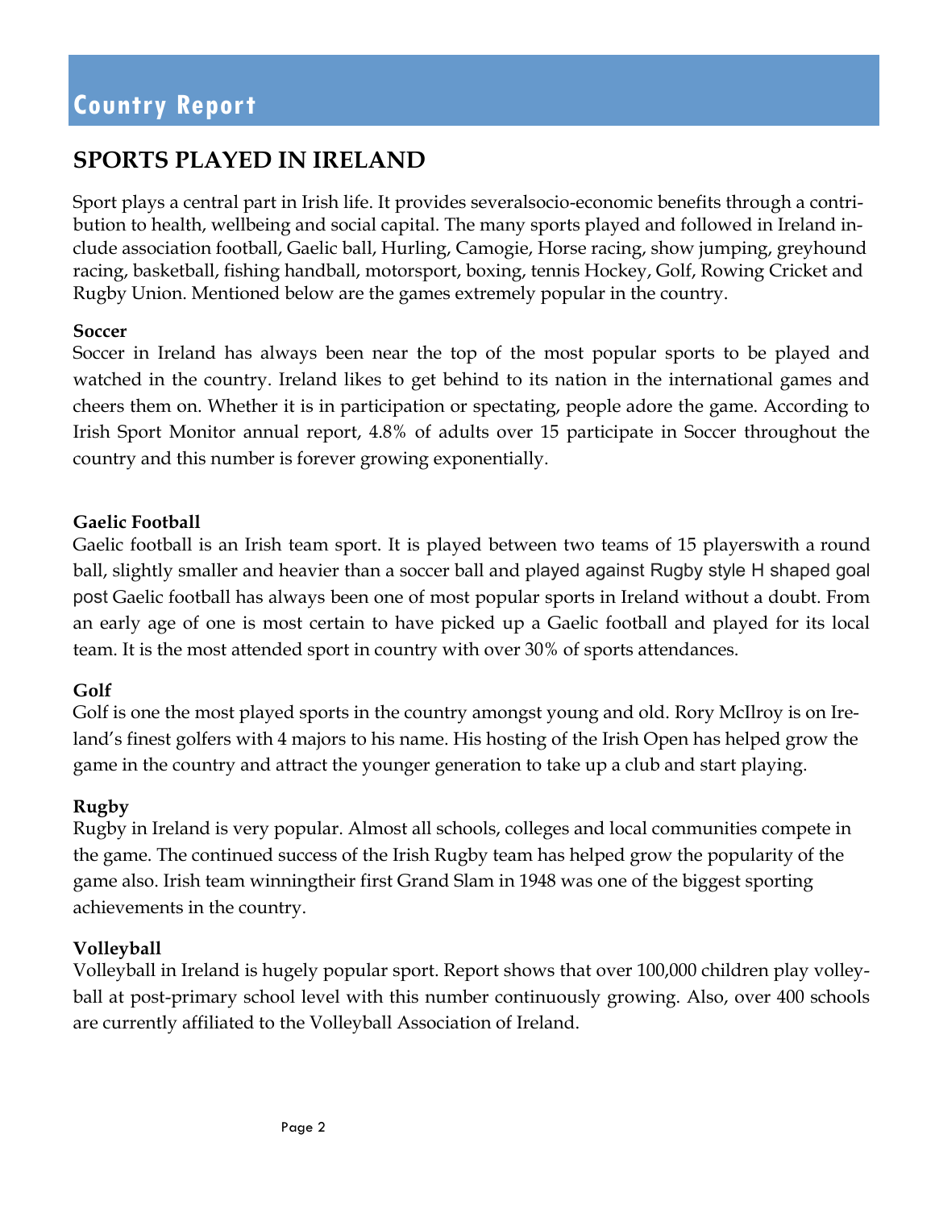# Country Report

## SPORTS PLAYED IN IRELAND

Sport plays a central part in Irish life. It provides severalsocio-economic benefits through a contribution to health, wellbeing and social capital. The many sports played and followed in Ireland include association football, Gaelic ball, Hurling, Camogie, Horse racing, show jumping, greyhound racing, basketball, fishing handball, motorsport, boxing, tennis Hockey, Golf, Rowing Cricket and Rugby Union. Mentioned below are the games extremely popular in the country.

**Soccer**

Soccer in Ireland has always been near the top of the most popular sports to be played and watched in the country. Ireland likes to get behind to its nation in the international games and cheers them on. Whether it is in participation or spectating, people adore the game. According to Irish Sport Monitor annual report, 4.8% of adults over 15 participate in Soccer throughout the country and this number is forever growing exponentially.

**Gaelic Football**

Gaelic football is an Irish team sport. It is played between two teams of 15 playerswith a round ball, slightly smaller and heavier than a soccer ball and played against Rugby style H shaped goal post Gaelic football has always been one of most popular sports in Ireland without a doubt. From an early age of one is most certain to have picked up a Gaelic football and played for its local team. It is the most attended sport in country with over 30% of sports attendances.

**Golf**

Golf is one the most played sports in the country amongst young and old. Rory McIlroy is on Ireland's finest golfers with 4 majors to his name. His hosting of the Irish Open has helped grow the game in the country and attract the younger generation to take up a club and start playing.

**Rugby**

Rugby in Ireland is very popular. Almost all schools, colleges and local communities compete in the game. The continued success of the Irish Rugby team has helped grow the popularity of the game also. Irish team winningtheir first Grand Slam in 1948 was one of the biggest sporting achievements in the country.

**Volleyball**

Volleyball in Ireland is hugely popular sport. Report shows that over 100,000 children play volleyball at post-primary school level with this number continuously growing. Also, over 400 schools are currently affiliated to the Volleyball Association of Ireland.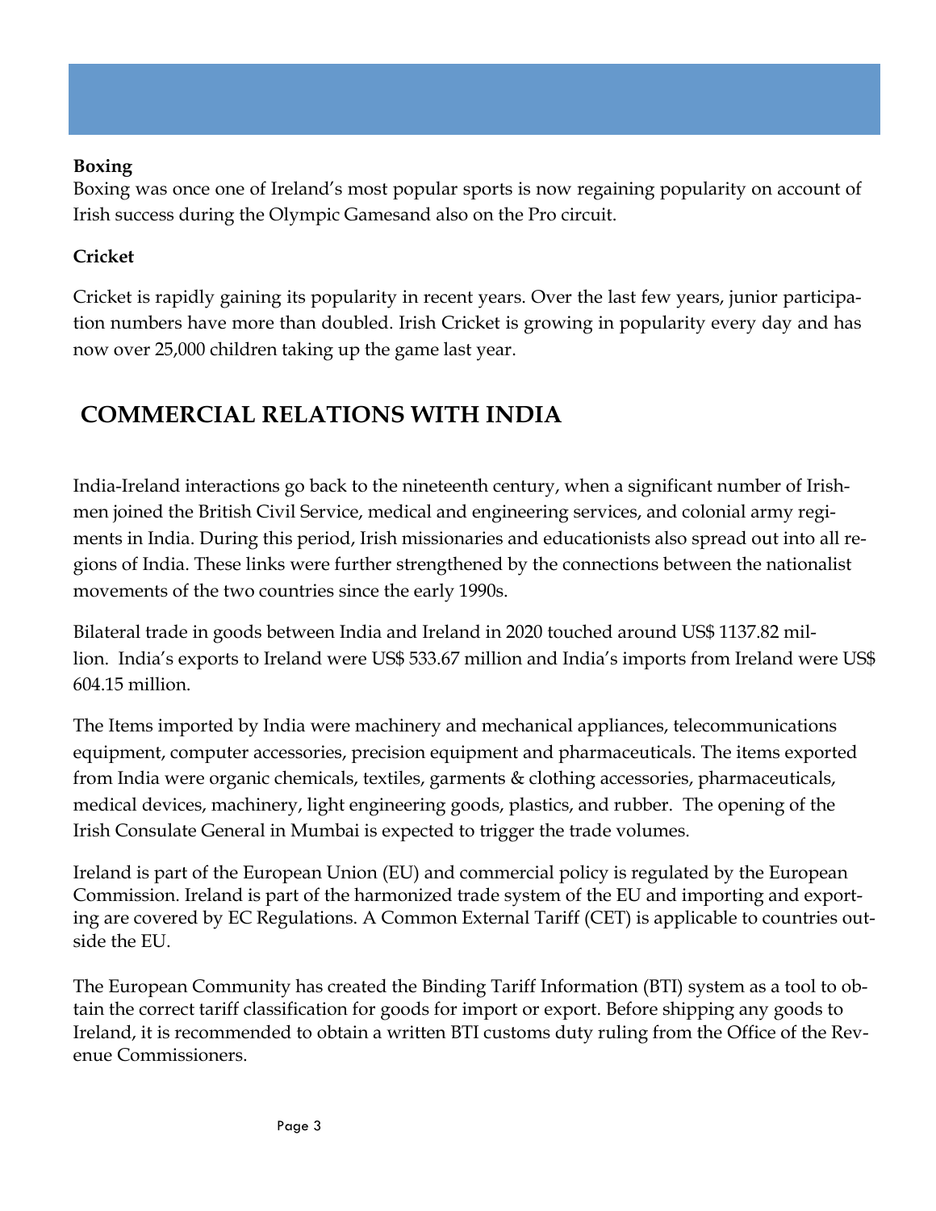**Boxing**

Boxing was once one of Ireland's most popular sports is now regaining popularity on account of Irish success during the Olympic Gamesand also on the Pro circuit.

**Cricket**

Cricket is rapidly gaining its popularity in recent years. Over the last few years, junior participation numbers have more than doubled. Irish Cricket is growing in popularity every day and has now over 25,000 children taking up the game last year.

## COMMERCIAL RELATIONS WITH INDIA

India-Ireland interactions go back to the nineteenth century, when a significant number of Irishmen joined the British Civil Service, medical and engineering services, and colonial army regiments in India. During this period, Irish missionaries and educationists also spread out into all regions of India. These links were further strengthened by the connections between the nationalist movements of the two countries since the early 1990s.

Bilateral trade in goods between India and Ireland in 2020 touched around US$ 1137.82 million. India's exports to Ireland were US$ 533.67 million and India's imports from Ireland were US$ 604.15 million.

The Items imported by India were machinery and mechanical appliances, telecommunications equipment, computer accessories, precision equipment and pharmaceuticals. The items exported from India were organic chemicals, textiles, garments & clothing accessories, pharmaceuticals, medical devices, machinery, light engineering goods, plastics, and rubber. The opening of the Irish Consulate General in Mumbai is expected to trigger the trade volumes.

Ireland is part of the European Union (EU) and commercial policy is regulated by the European Commission. Ireland is part of the harmonized trade system of the EU and importing and exporting are covered by EC Regulations. A Common External Tariff (CET) is applicable to countries outside the EU.

The European Community has created the Binding Tariff Information (BTI) system as a tool to obtain the correct tariff classification for goods for import or export. Before shipping any goods to Ireland, it is recommended to obtain a written BTI customs duty ruling from the Office of the Revenue Commissioners.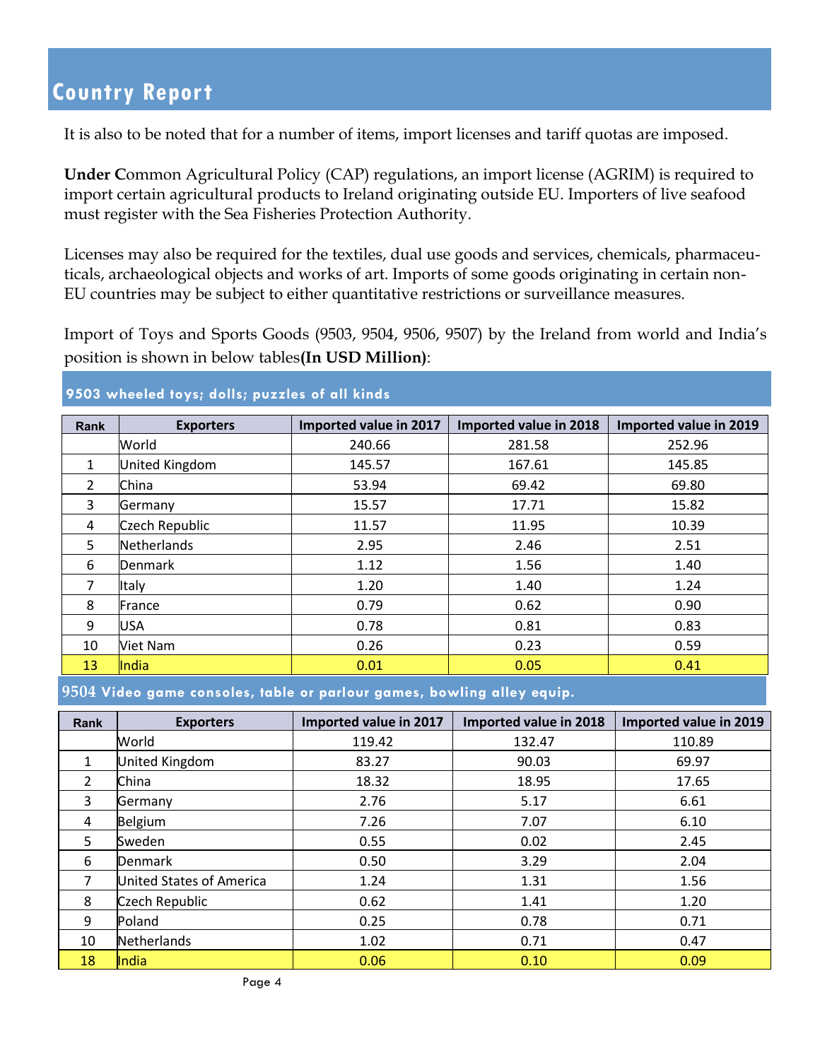# Country Report

It is also to be noted that for a number of items, import licenses and tariff quotas are imposed.

**Under C**ommon Agricultural Policy (CAP) regulations, an import license (AGRIM) is required to import certain agricultural products to Ireland originating outside EU. Importers of live seafood must register with the Sea Fisheries Protection Authority.

Licenses may also be required for the textiles, dual use goods and services, chemicals, pharmaceuticals, archaeological objects and works of art. Imports of some goods originating in certain non-EU countries may be subject to either quantitative restrictions or surveillance measures.

Import of Toys and Sports Goods (9503, 9504, 9506, 9507) by the Ireland from world and India's position is shown in below tables**(In USD Million)**:

### 9503 wheeled toys; dolls; puzzles of all kinds

| Rank | Exporters | Imported value in 2017 | Imported value in 2018 | Imported value in 2019 |
|---|---|---|---|---|
| | World | 240.66 | 281.58 | 252.96 |
| 1 | United Kingdom | 145.57 | 167.61 | 145.85 |
| 2 | China | 53.94 | 69.42 | 69.80 |
| 3 | Germany | 15.57 | 17.71 | 15.82 |
| 4 | Czech Republic | 11.57 | 11.95 | 10.39 |
| 5 | Netherlands | 2.95 | 2.46 | 2.51 |
| 6 | Denmark | 1.12 | 1.56 | 1.40 |
| 7 | Italy | 1.20 | 1.40 | 1.24 |
| 8 | France | 0.79 | 0.62 | 0.90 |
| 9 | USA | 0.78 | 0.81 | 0.83 |
| 10 | Viet Nam | 0.26 | 0.23 | 0.59 |
| 13 | India | 0.01 | 0.05 | 0.41 |

### 9504 Video game consoles, table or parlour games, bowling alley equip.

| Rank | Exporters | Imported value in 2017 | Imported value in 2018 | Imported value in 2019 |
|---|---|---|---|---|
| | World | 119.42 | 132.47 | 110.89 |
| 1 | United Kingdom | 83.27 | 90.03 | 69.97 |
| 2 | China | 18.32 | 18.95 | 17.65 |
| 3 | Germany | 2.76 | 5.17 | 6.61 |
| 4 | Belgium | 7.26 | 7.07 | 6.10 |
| 5 | Sweden | 0.55 | 0.02 | 2.45 |
| 6 | Denmark | 0.50 | 3.29 | 2.04 |
| 7 | United States of America | 1.24 | 1.31 | 1.56 |
| 8 | Czech Republic | 0.62 | 1.41 | 1.20 |
| 9 | Poland | 0.25 | 0.78 | 0.71 |
| 10 | Netherlands | 1.02 | 0.71 | 0.47 |
| 18 | India | 0.06 | 0.10 | 0.09 |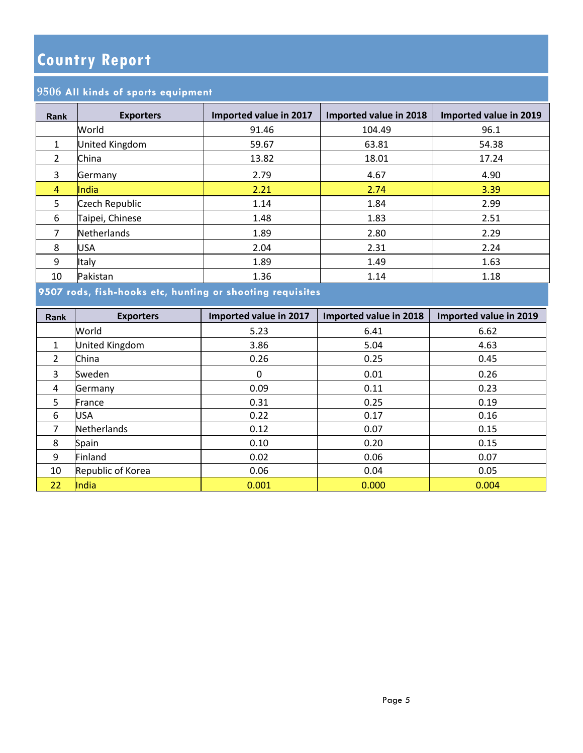# Country Report

## 9506 All kinds of sports equipment

| Rank | Exporters | Imported value in 2017 | Imported value in 2018 | Imported value in 2019 |
|---|---|---|---|---|
| | World | 91.46 | 104.49 | 96.1 |
| 1 | United Kingdom | 59.67 | 63.81 | 54.38 |
| 2 | China | 13.82 | 18.01 | 17.24 |
| 3 | Germany | 2.79 | 4.67 | 4.90 |
| 4 | India | 2.21 | 2.74 | 3.39 |
| 5 | Czech Republic | 1.14 | 1.84 | 2.99 |
| 6 | Taipei, Chinese | 1.48 | 1.83 | 2.51 |
| 7 | Netherlands | 1.89 | 2.80 | 2.29 |
| 8 | USA | 2.04 | 2.31 | 2.24 |
| 9 | Italy | 1.89 | 1.49 | 1.63 |
| 10 | Pakistan | 1.36 | 1.14 | 1.18 |

## 9507 rods, fish-hooks etc, hunting or shooting requisites

| Rank | Exporters | Imported value in 2017 | Imported value in 2018 | Imported value in 2019 |
|---|---|---|---|---|
| | World | 5.23 | 6.41 | 6.62 |
| 1 | United Kingdom | 3.86 | 5.04 | 4.63 |
| 2 | China | 0.26 | 0.25 | 0.45 |
| 3 | Sweden | 0 | 0.01 | 0.26 |
| 4 | Germany | 0.09 | 0.11 | 0.23 |
| 5 | France | 0.31 | 0.25 | 0.19 |
| 6 | USA | 0.22 | 0.17 | 0.16 |
| 7 | Netherlands | 0.12 | 0.07 | 0.15 |
| 8 | Spain | 0.10 | 0.20 | 0.15 |
| 9 | Finland | 0.02 | 0.06 | 0.07 |
| 10 | Republic of Korea | 0.06 | 0.04 | 0.05 |
| 22 | India | 0.001 | 0.000 | 0.004 |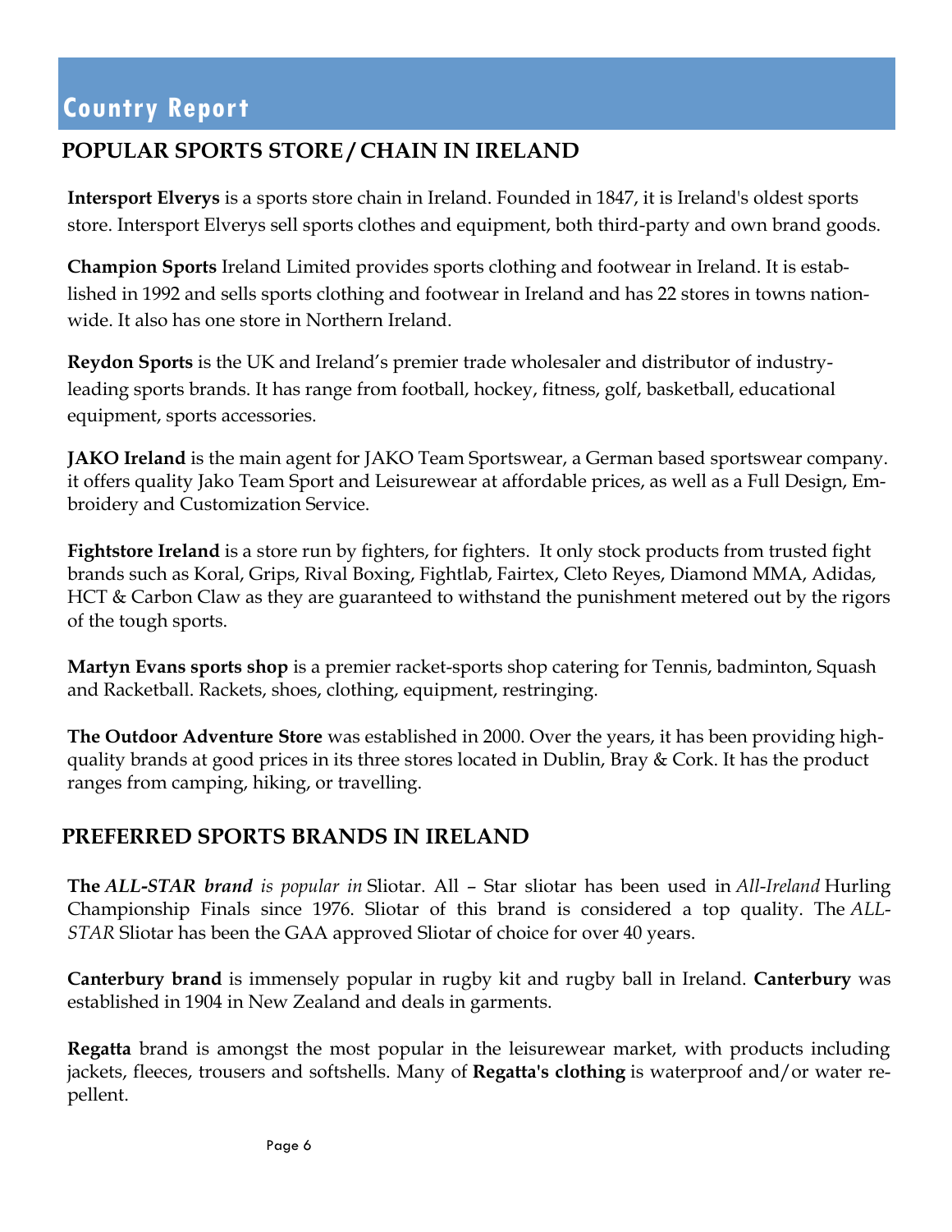# Country Report

## POPULAR SPORTS STORE / CHAIN IN IRELAND

**Intersport Elverys** is a sports store chain in Ireland. Founded in 1847, it is Ireland's oldest sports store. Intersport Elverys sell sports clothes and equipment, both third-party and own brand goods.

**Champion Sports** Ireland Limited provides sports clothing and footwear in Ireland. It is established in 1992 and sells sports clothing and footwear in Ireland and has 22 stores in towns nationwide. It also has one store in Northern Ireland.

**Reydon Sports** is the UK and Ireland's premier trade wholesaler and distributor of industry-leading sports brands. It has range from football, hockey, fitness, golf, basketball, educational equipment, sports accessories.

**JAKO Ireland** is the main agent for JAKO Team Sportswear, a German based sportswear company. it offers quality Jako Team Sport and Leisurewear at affordable prices, as well as a Full Design, Embroidery and Customization Service.

**Fightstore Ireland** is a store run by fighters, for fighters. It only stock products from trusted fight brands such as Koral, Grips, Rival Boxing, Fightlab, Fairtex, Cleto Reyes, Diamond MMA, Adidas, HCT & Carbon Claw as they are guaranteed to withstand the punishment metered out by the rigors of the tough sports.

**Martyn Evans sports shop** is a premier racket-sports shop catering for Tennis, badminton, Squash and Racketball. Rackets, shoes, clothing, equipment, restringing.

**The Outdoor Adventure Store** was established in 2000. Over the years, it has been providing high-quality brands at good prices in its three stores located in Dublin, Bray & Cork. It has the product ranges from camping, hiking, or travelling.

## PREFERRED SPORTS BRANDS IN IRELAND

**The** ***ALL-STAR brand*** *is popular in* Sliotar. All – Star sliotar has been used in *All-Ireland* Hurling Championship Finals since 1976. Sliotar of this brand is considered a top quality. The *ALL-STAR* Sliotar has been the GAA approved Sliotar of choice for over 40 years.

**Canterbury brand** is immensely popular in rugby kit and rugby ball in Ireland. **Canterbury** was established in 1904 in New Zealand and deals in garments.

**Regatta** brand is amongst the most popular in the leisurewear market, with products including jackets, fleeces, trousers and softshells. Many of **Regatta's clothing** is waterproof and/or water repellent.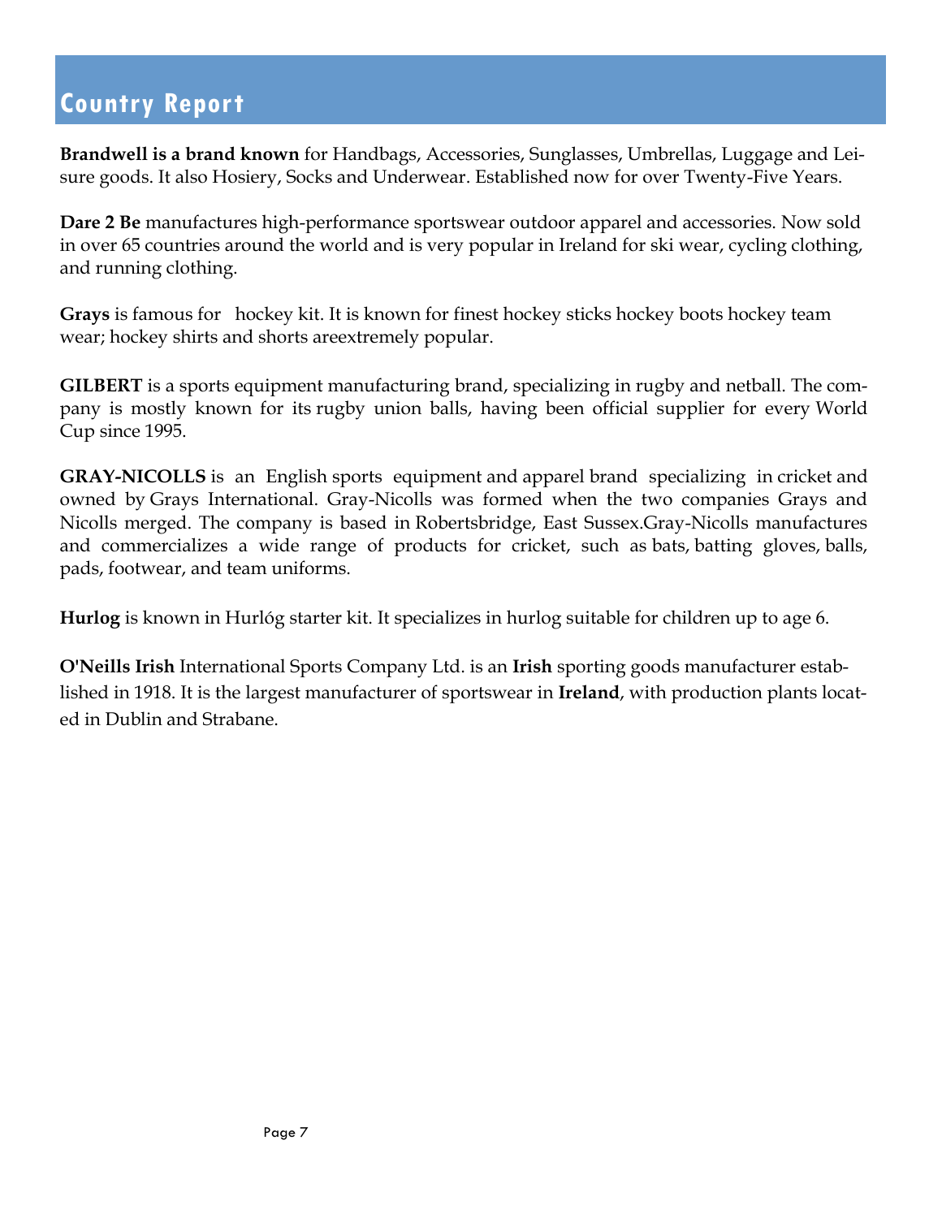# Country Report

**Brandwell is a brand known** for Handbags, Accessories, Sunglasses, Umbrellas, Luggage and Leisure goods. It also Hosiery, Socks and Underwear. Established now for over Twenty-Five Years.

**Dare 2 Be** manufactures high-performance sportswear outdoor apparel and accessories. Now sold in over 65 countries around the world and is very popular in Ireland for ski wear, cycling clothing, and running clothing.

**Grays** is famous for hockey kit. It is known for finest hockey sticks hockey boots hockey team wear; hockey shirts and shorts areextremely popular.

**GILBERT** is a sports equipment manufacturing brand, specializing in rugby and netball. The company is mostly known for its rugby union balls, having been official supplier for every World Cup since 1995.

**GRAY-NICOLLS** is an English sports equipment and apparel brand specializing in cricket and owned by Grays International. Gray-Nicolls was formed when the two companies Grays and Nicolls merged. The company is based in Robertsbridge, East Sussex.Gray-Nicolls manufactures and commercializes a wide range of products for cricket, such as bats, batting gloves, balls, pads, footwear, and team uniforms.

**Hurlog** is known in Hurlóg starter kit. It specializes in hurlog suitable for children up to age 6.

**O'Neills Irish** International Sports Company Ltd. is an **Irish** sporting goods manufacturer established in 1918. It is the largest manufacturer of sportswear in **Ireland**, with production plants located in Dublin and Strabane.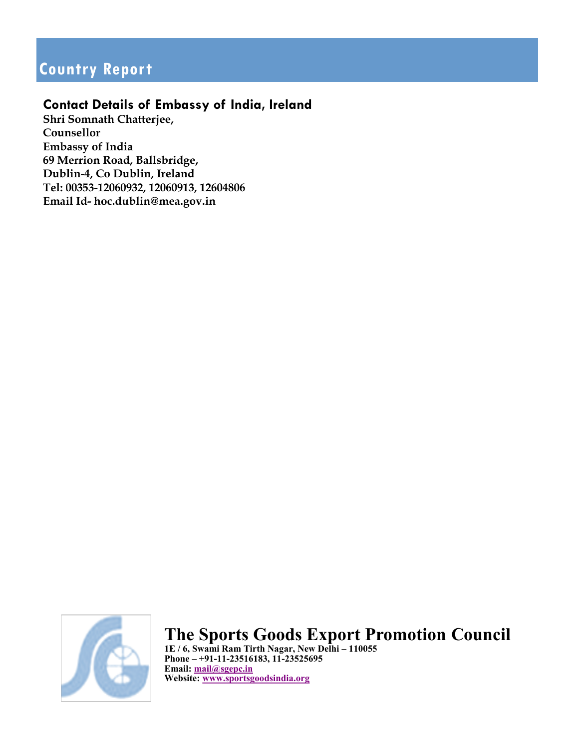# Country Report

## Contact Details of Embassy of India, Ireland

**Shri Somnath Chatterjee,**
**Counsellor**
**Embassy of India**
**69 Merrion Road, Ballsbridge,**
**Dublin-4, Co Dublin, Ireland**
**Tel: 00353-12060932, 12060913, 12604806**
**Email Id- hoc.dublin@mea.gov.in**

# The Sports Goods Export Promotion Council

**1E / 6, Swami Ram Tirth Nagar, New Delhi – 110055**
**Phone – +91-11-23516183, 11-23525695**
**Email: mail@sgepc.in**
**Website: www.sportsgoodsindia.org**